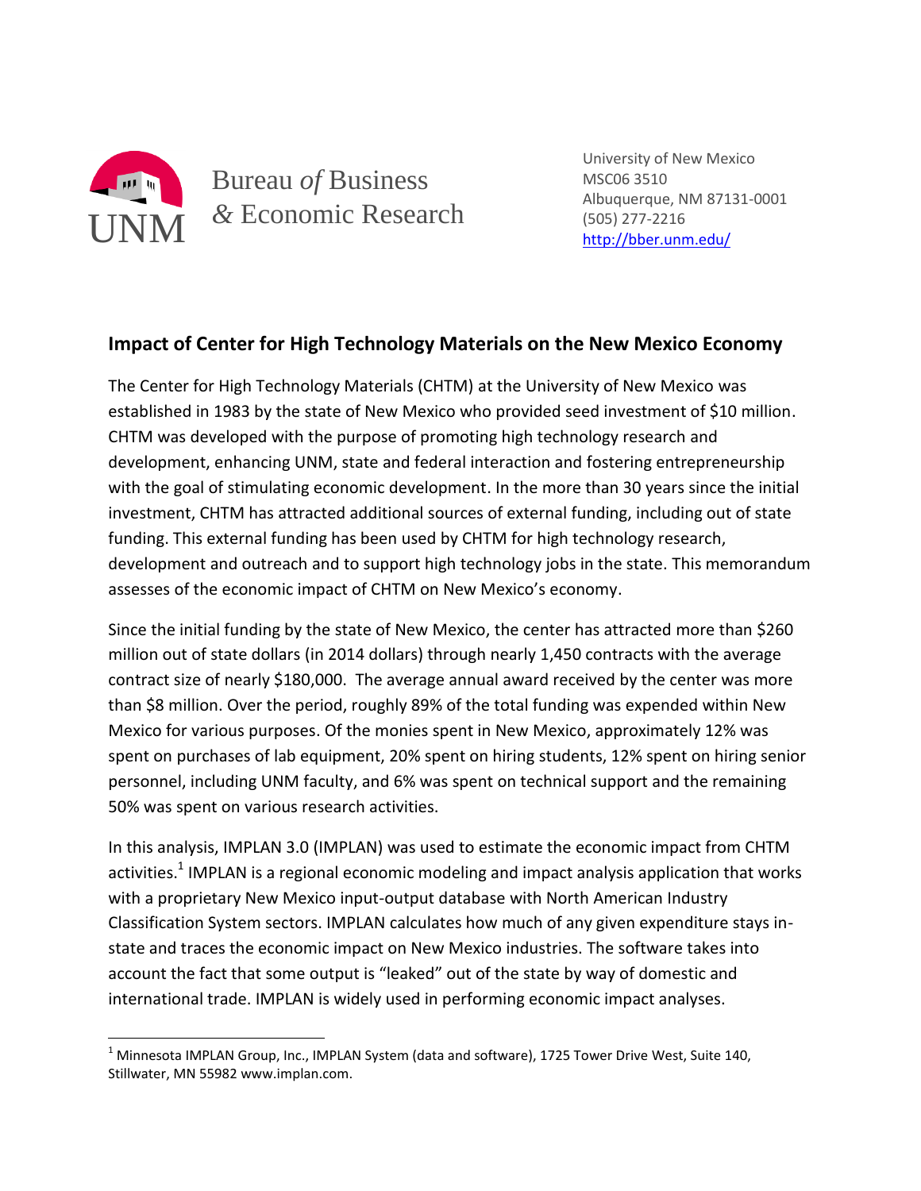Bureau *of* Business & Economic Research

UNM

University of New Mexico
MSC06 3510
Albuquerque, NM 87131-0001
(505) 277-2216
http://bber.unm.edu/

## Impact of Center for High Technology Materials on the New Mexico Economy

The Center for High Technology Materials (CHTM) at the University of New Mexico was established in 1983 by the state of New Mexico who provided seed investment of $10 million. CHTM was developed with the purpose of promoting high technology research and development, enhancing UNM, state and federal interaction and fostering entrepreneurship with the goal of stimulating economic development. In the more than 30 years since the initial investment, CHTM has attracted additional sources of external funding, including out of state funding. This external funding has been used by CHTM for high technology research, development and outreach and to support high technology jobs in the state. This memorandum assesses of the economic impact of CHTM on New Mexico's economy.

Since the initial funding by the state of New Mexico, the center has attracted more than $260 million out of state dollars (in 2014 dollars) through nearly 1,450 contracts with the average contract size of nearly $180,000. The average annual award received by the center was more than $8 million. Over the period, roughly 89% of the total funding was expended within New Mexico for various purposes. Of the monies spent in New Mexico, approximately 12% was spent on purchases of lab equipment, 20% spent on hiring students, 12% spent on hiring senior personnel, including UNM faculty, and 6% was spent on technical support and the remaining 50% was spent on various research activities.

In this analysis, IMPLAN 3.0 (IMPLAN) was used to estimate the economic impact from CHTM activities.[1] IMPLAN is a regional economic modeling and impact analysis application that works with a proprietary New Mexico input-output database with North American Industry Classification System sectors. IMPLAN calculates how much of any given expenditure stays in-state and traces the economic impact on New Mexico industries. The software takes into account the fact that some output is "leaked" out of the state by way of domestic and international trade. IMPLAN is widely used in performing economic impact analyses.

[1] Minnesota IMPLAN Group, Inc., IMPLAN System (data and software), 1725 Tower Drive West, Suite 140, Stillwater, MN 55982 www.implan.com.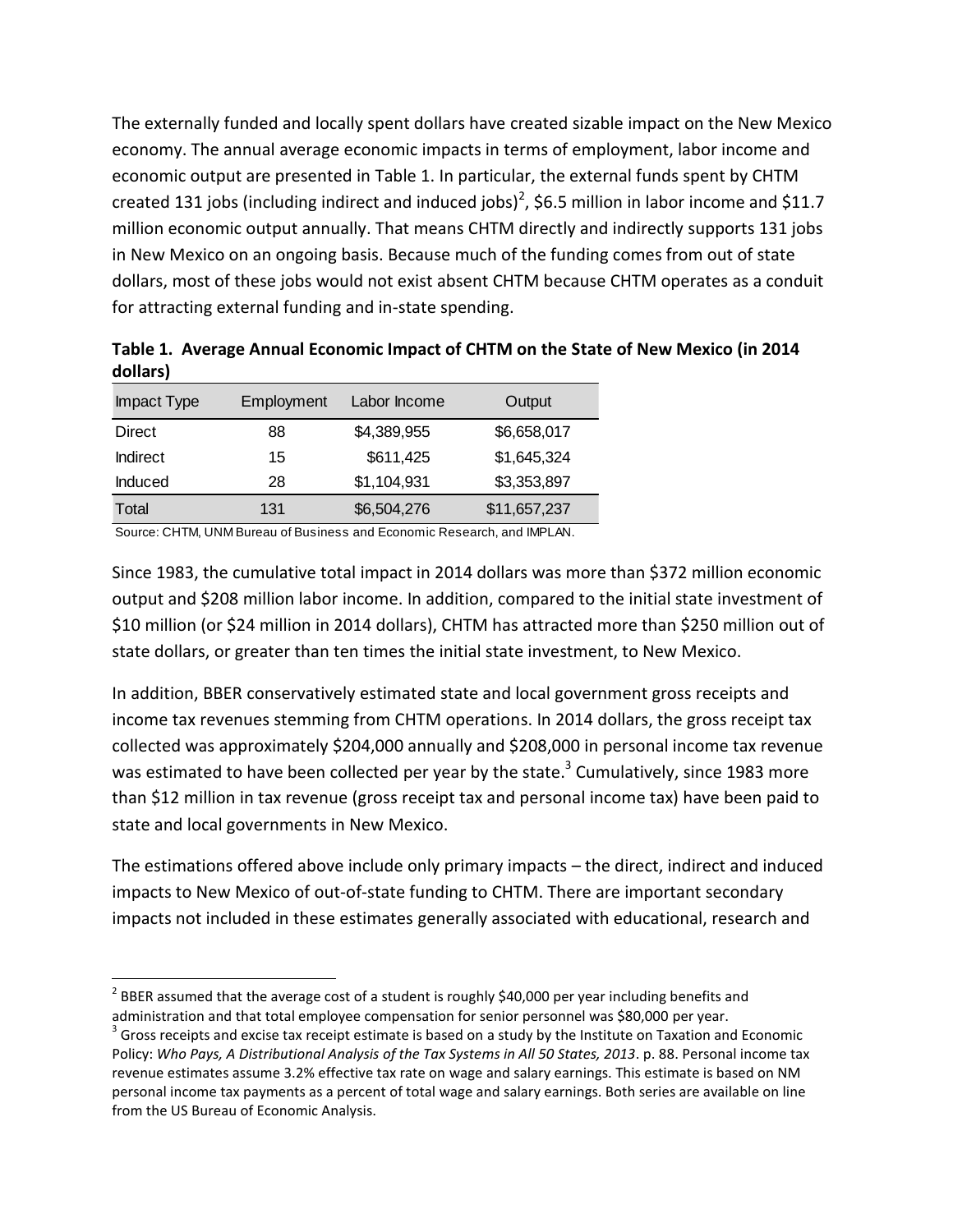The externally funded and locally spent dollars have created sizable impact on the New Mexico economy. The annual average economic impacts in terms of employment, labor income and economic output are presented in Table 1. In particular, the external funds spent by CHTM created 131 jobs (including indirect and induced jobs)[2], $6.5 million in labor income and $11.7 million economic output annually. That means CHTM directly and indirectly supports 131 jobs in New Mexico on an ongoing basis. Because much of the funding comes from out of state dollars, most of these jobs would not exist absent CHTM because CHTM operates as a conduit for attracting external funding and in-state spending.

**Table 1. Average Annual Economic Impact of CHTM on the State of New Mexico (in 2014 dollars)**

| Impact Type | Employment | Labor Income | Output |
|---|---|---|---|
| Direct | 88 | $4,389,955 | $6,658,017 |
| Indirect | 15 | $611,425 | $1,645,324 |
| Induced | 28 | $1,104,931 | $3,353,897 |
| Total | 131 | $6,504,276 | $11,657,237 |

Source: CHTM, UNM Bureau of Business and Economic Research, and IMPLAN.

Since 1983, the cumulative total impact in 2014 dollars was more than $372 million economic output and $208 million labor income. In addition, compared to the initial state investment of $10 million (or $24 million in 2014 dollars), CHTM has attracted more than $250 million out of state dollars, or greater than ten times the initial state investment, to New Mexico.

In addition, BBER conservatively estimated state and local government gross receipts and income tax revenues stemming from CHTM operations. In 2014 dollars, the gross receipt tax collected was approximately $204,000 annually and $208,000 in personal income tax revenue was estimated to have been collected per year by the state.[3] Cumulatively, since 1983 more than $12 million in tax revenue (gross receipt tax and personal income tax) have been paid to state and local governments in New Mexico.

The estimations offered above include only primary impacts – the direct, indirect and induced impacts to New Mexico of out-of-state funding to CHTM. There are important secondary impacts not included in these estimates generally associated with educational, research and

---

[2] BBER assumed that the average cost of a student is roughly $40,000 per year including benefits and administration and that total employee compensation for senior personnel was $80,000 per year.

[3] Gross receipts and excise tax receipt estimate is based on a study by the Institute on Taxation and Economic Policy: *Who Pays, A Distributional Analysis of the Tax Systems in All 50 States, 2013*. p. 88. Personal income tax revenue estimates assume 3.2% effective tax rate on wage and salary earnings. This estimate is based on NM personal income tax payments as a percent of total wage and salary earnings. Both series are available on line from the US Bureau of Economic Analysis.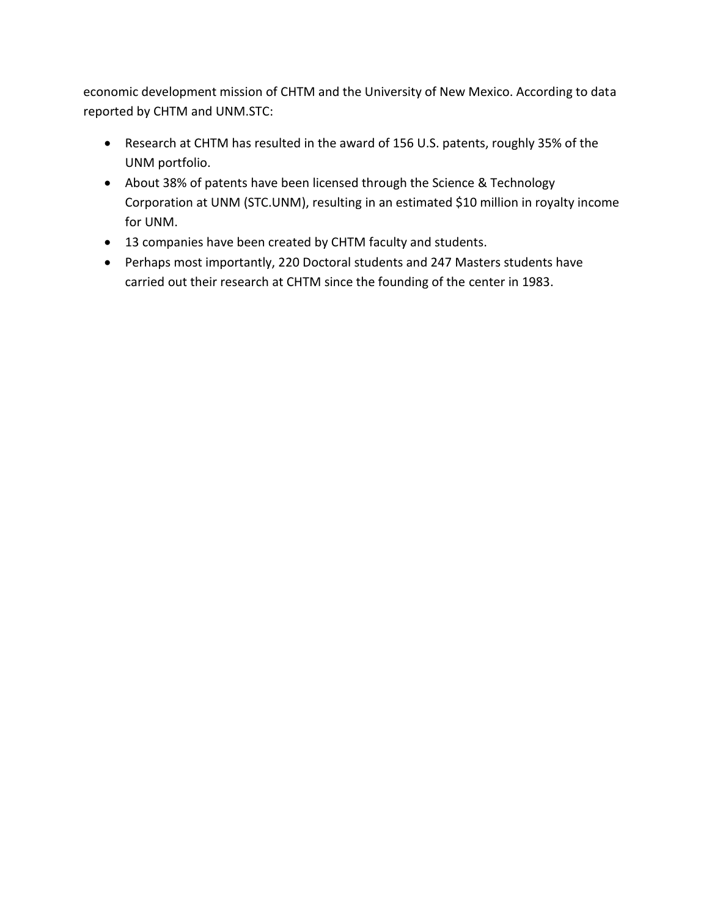economic development mission of CHTM and the University of New Mexico. According to data reported by CHTM and UNM.STC:

- Research at CHTM has resulted in the award of 156 U.S. patents, roughly 35% of the UNM portfolio.
- About 38% of patents have been licensed through the Science & Technology Corporation at UNM (STC.UNM), resulting in an estimated $10 million in royalty income for UNM.
- 13 companies have been created by CHTM faculty and students.
- Perhaps most importantly, 220 Doctoral students and 247 Masters students have carried out their research at CHTM since the founding of the center in 1983.